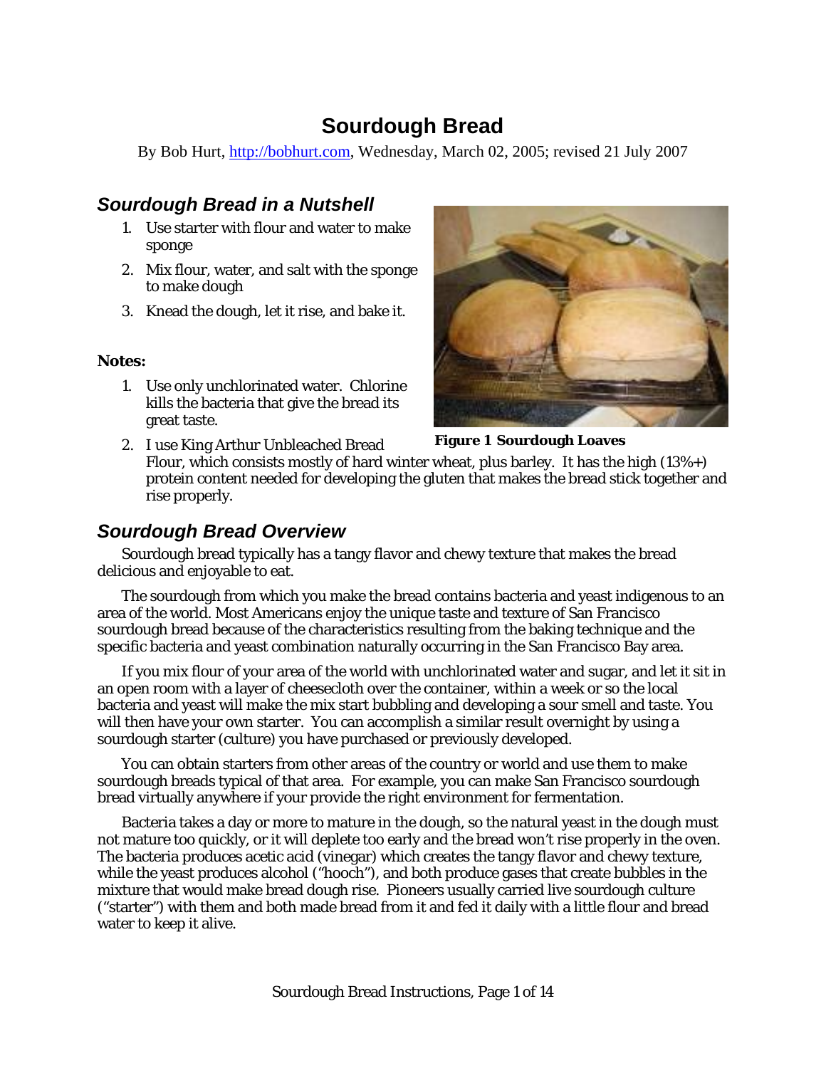# Sourdough Bread

By Bob Hurt, http://bobhurt.com, Wednesday, March 02, 2005; revised 21 July 2007

## Sourdough Bread in a Nutshell

1. Use starter with flour and water to make sponge
2. Mix flour, water, and salt with the sponge to make dough
3. Knead the dough, let it rise, and bake it.

**Notes:**

1. Use only unchlorinated water. Chlorine kills the bacteria that give the bread its great taste.
2. I use King Arthur Unbleached Bread Flour, which consists mostly of hard winter wheat, plus barley. It has the high (13%+) protein content needed for developing the gluten that makes the bread stick together and rise properly.

**Figure 1 Sourdough Loaves**

## Sourdough Bread Overview

Sourdough bread typically has a tangy flavor and chewy texture that makes the bread delicious and enjoyable to eat.

The sourdough from which you make the bread contains bacteria and yeast indigenous to an area of the world. Most Americans enjoy the unique taste and texture of San Francisco sourdough bread because of the characteristics resulting from the baking technique and the specific bacteria and yeast combination naturally occurring in the San Francisco Bay area.

If you mix flour of your area of the world with unchlorinated water and sugar, and let it sit in an open room with a layer of cheesecloth over the container, within a week or so the local bacteria and yeast will make the mix start bubbling and developing a sour smell and taste. You will then have your own starter. You can accomplish a similar result overnight by using a sourdough starter (culture) you have purchased or previously developed.

You can obtain starters from other areas of the country or world and use them to make sourdough breads typical of that area. For example, you can make San Francisco sourdough bread virtually anywhere if your provide the right environment for fermentation.

Bacteria takes a day or more to mature in the dough, so the natural yeast in the dough must not mature too quickly, or it will deplete too early and the bread won't rise properly in the oven. The bacteria produces acetic acid (vinegar) which creates the tangy flavor and chewy texture, while the yeast produces alcohol ("hooch"), and both produce gases that create bubbles in the mixture that would make bread dough rise. Pioneers usually carried live sourdough culture ("starter") with them and both made bread from it and fed it daily with a little flour and bread water to keep it alive.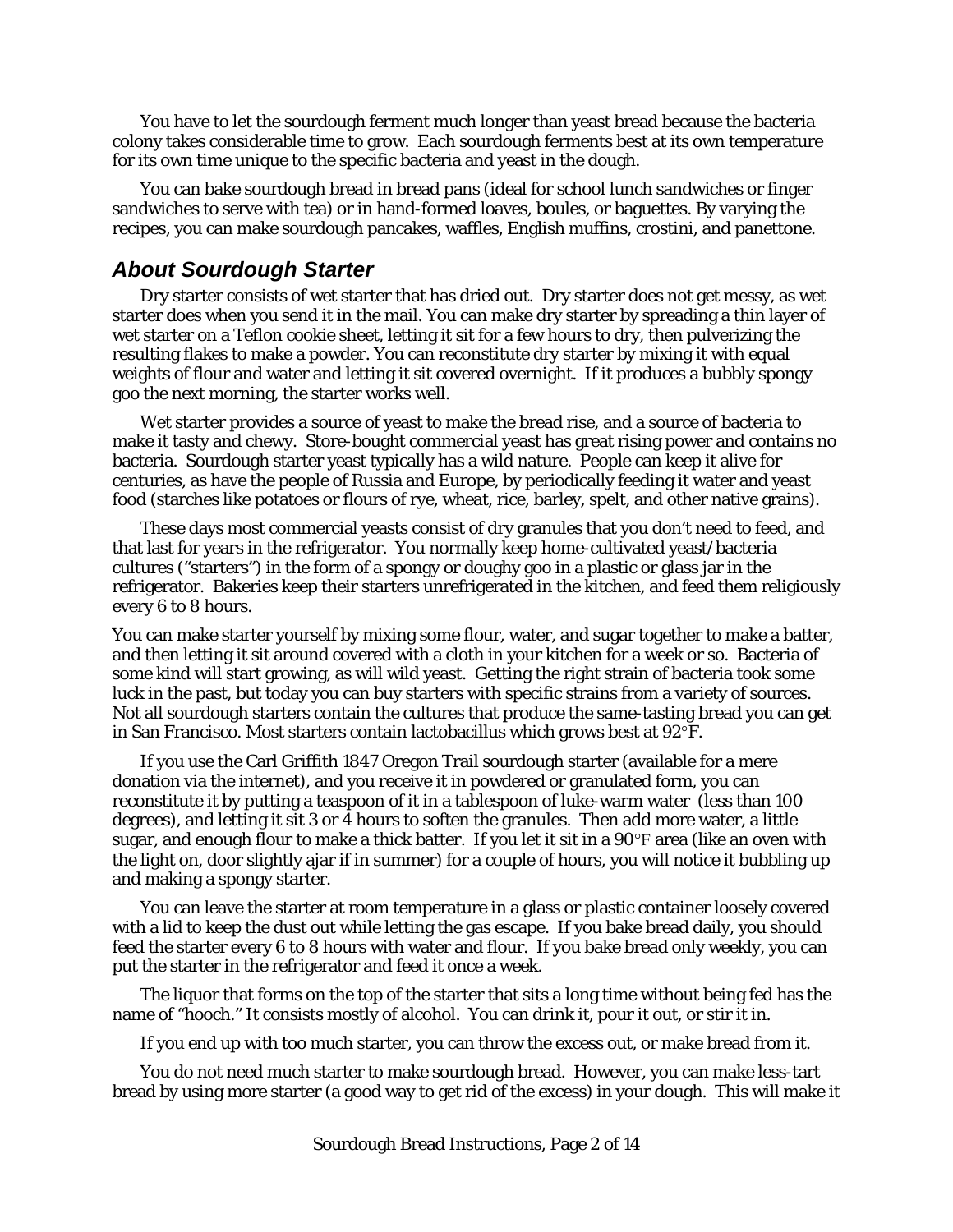You have to let the sourdough ferment much longer than yeast bread because the bacteria colony takes considerable time to grow. Each sourdough ferments best at its own temperature for its own time unique to the specific bacteria and yeast in the dough.

You can bake sourdough bread in bread pans (ideal for school lunch sandwiches or finger sandwiches to serve with tea) or in hand-formed loaves, boules, or baguettes. By varying the recipes, you can make sourdough pancakes, waffles, English muffins, crostini, and panettone.

## About Sourdough Starter

Dry starter consists of wet starter that has dried out. Dry starter does not get messy, as wet starter does when you send it in the mail. You can make dry starter by spreading a thin layer of wet starter on a Teflon cookie sheet, letting it sit for a few hours to dry, then pulverizing the resulting flakes to make a powder. You can reconstitute dry starter by mixing it with equal weights of flour and water and letting it sit covered overnight. If it produces a bubbly spongy goo the next morning, the starter works well.

Wet starter provides a source of yeast to make the bread rise, and a source of bacteria to make it tasty and chewy. Store-bought commercial yeast has great rising power and contains no bacteria. Sourdough starter yeast typically has a wild nature. People can keep it alive for centuries, as have the people of Russia and Europe, by periodically feeding it water and yeast food (starches like potatoes or flours of rye, wheat, rice, barley, spelt, and other native grains).

These days most commercial yeasts consist of dry granules that you don't need to feed, and that last for years in the refrigerator. You normally keep home-cultivated yeast/bacteria cultures ("starters") in the form of a spongy or doughy goo in a plastic or glass jar in the refrigerator. Bakeries keep their starters unrefrigerated in the kitchen, and feed them religiously every 6 to 8 hours.

You can make starter yourself by mixing some flour, water, and sugar together to make a batter, and then letting it sit around covered with a cloth in your kitchen for a week or so. Bacteria of some kind will start growing, as will wild yeast. Getting the right strain of bacteria took some luck in the past, but today you can buy starters with specific strains from a variety of sources. Not all sourdough starters contain the cultures that produce the same-tasting bread you can get in San Francisco. Most starters contain lactobacillus which grows best at 92°F.

If you use the Carl Griffith 1847 Oregon Trail sourdough starter (available for a mere donation via the internet), and you receive it in powdered or granulated form, you can reconstitute it by putting a teaspoon of it in a tablespoon of luke-warm water (less than 100 degrees), and letting it sit 3 or 4 hours to soften the granules. Then add more water, a little sugar, and enough flour to make a thick batter. If you let it sit in a 90°F area (like an oven with the light on, door slightly ajar if in summer) for a couple of hours, you will notice it bubbling up and making a spongy starter.

You can leave the starter at room temperature in a glass or plastic container loosely covered with a lid to keep the dust out while letting the gas escape. If you bake bread daily, you should feed the starter every 6 to 8 hours with water and flour. If you bake bread only weekly, you can put the starter in the refrigerator and feed it once a week.

The liquor that forms on the top of the starter that sits a long time without being fed has the name of "hooch." It consists mostly of alcohol. You can drink it, pour it out, or stir it in.

If you end up with too much starter, you can throw the excess out, or make bread from it.

You do not need much starter to make sourdough bread. However, you can make less-tart bread by using more starter (a good way to get rid of the excess) in your dough. This will make it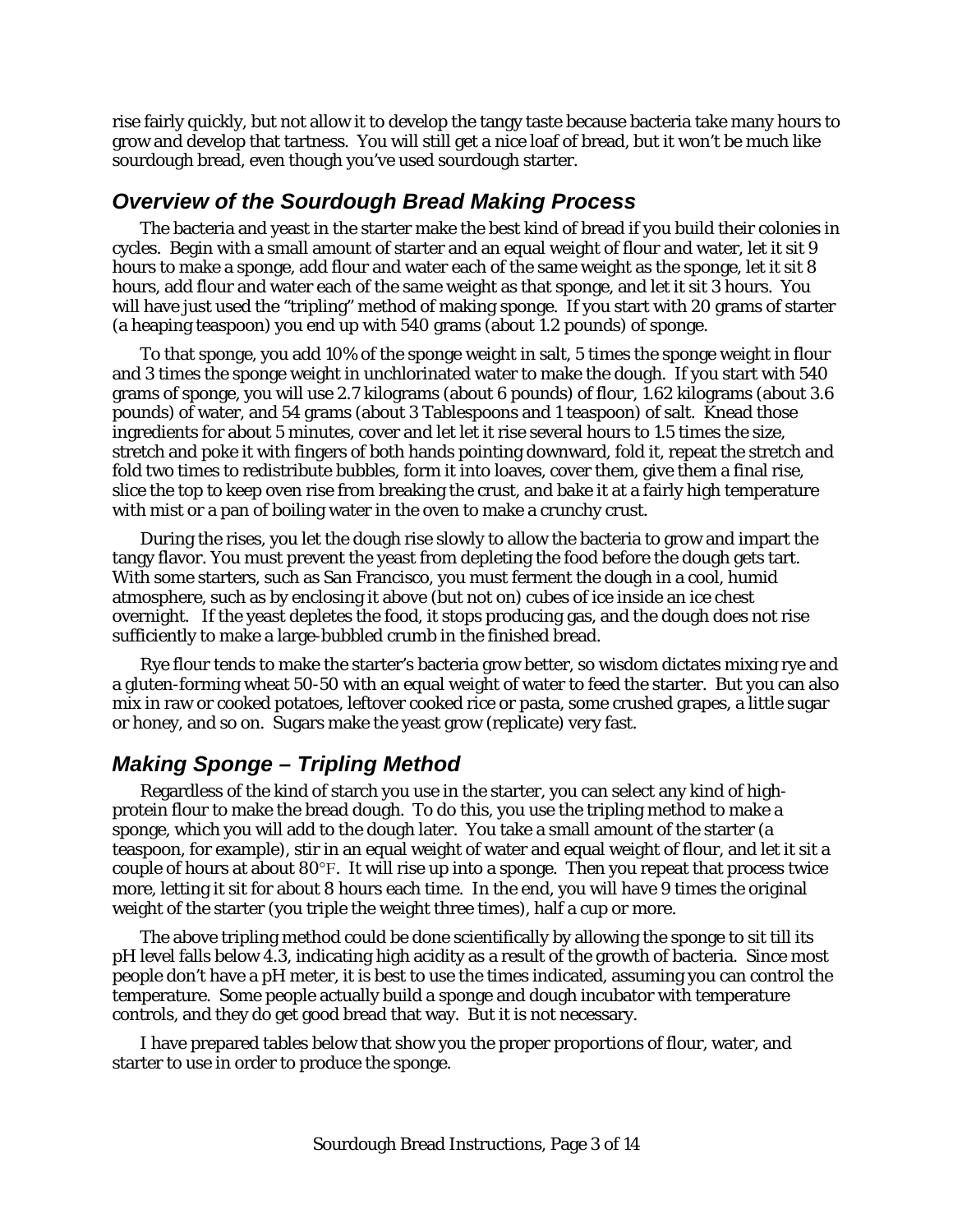rise fairly quickly, but not allow it to develop the tangy taste because bacteria take many hours to grow and develop that tartness. You will still get a nice loaf of bread, but it won't be much like sourdough bread, even though you've used sourdough starter.

## *Overview of the Sourdough Bread Making Process*

The bacteria and yeast in the starter make the best kind of bread if you build their colonies in cycles. Begin with a small amount of starter and an equal weight of flour and water, let it sit 9 hours to make a sponge, add flour and water each of the same weight as the sponge, let it sit 8 hours, add flour and water each of the same weight as that sponge, and let it sit 3 hours. You will have just used the "tripling" method of making sponge. If you start with 20 grams of starter (a heaping teaspoon) you end up with 540 grams (about 1.2 pounds) of sponge.

To that sponge, you add 10% of the sponge weight in salt, 5 times the sponge weight in flour and 3 times the sponge weight in unchlorinated water to make the dough. If you start with 540 grams of sponge, you will use 2.7 kilograms (about 6 pounds) of flour, 1.62 kilograms (about 3.6 pounds) of water, and 54 grams (about 3 Tablespoons and 1 teaspoon) of salt. Knead those ingredients for about 5 minutes, cover and let let it rise several hours to 1.5 times the size, stretch and poke it with fingers of both hands pointing downward, fold it, repeat the stretch and fold two times to redistribute bubbles, form it into loaves, cover them, give them a final rise, slice the top to keep oven rise from breaking the crust, and bake it at a fairly high temperature with mist or a pan of boiling water in the oven to make a crunchy crust.

During the rises, you let the dough rise slowly to allow the bacteria to grow and impart the tangy flavor. You must prevent the yeast from depleting the food before the dough gets tart. With some starters, such as San Francisco, you must ferment the dough in a cool, humid atmosphere, such as by enclosing it above (but not on) cubes of ice inside an ice chest overnight. If the yeast depletes the food, it stops producing gas, and the dough does not rise sufficiently to make a large-bubbled crumb in the finished bread.

Rye flour tends to make the starter's bacteria grow better, so wisdom dictates mixing rye and a gluten-forming wheat 50-50 with an equal weight of water to feed the starter. But you can also mix in raw or cooked potatoes, leftover cooked rice or pasta, some crushed grapes, a little sugar or honey, and so on. Sugars make the yeast grow (replicate) very fast.

## *Making Sponge – Tripling Method*

Regardless of the kind of starch you use in the starter, you can select any kind of high-protein flour to make the bread dough. To do this, you use the tripling method to make a sponge, which you will add to the dough later. You take a small amount of the starter (a teaspoon, for example), stir in an equal weight of water and equal weight of flour, and let it sit a couple of hours at about 80°F. It will rise up into a sponge. Then you repeat that process twice more, letting it sit for about 8 hours each time. In the end, you will have 9 times the original weight of the starter (you triple the weight three times), half a cup or more.

The above tripling method could be done scientifically by allowing the sponge to sit till its pH level falls below 4.3, indicating high acidity as a result of the growth of bacteria. Since most people don't have a pH meter, it is best to use the times indicated, assuming you can control the temperature. Some people actually build a sponge and dough incubator with temperature controls, and they do get good bread that way. But it is not necessary.

I have prepared tables below that show you the proper proportions of flour, water, and starter to use in order to produce the sponge.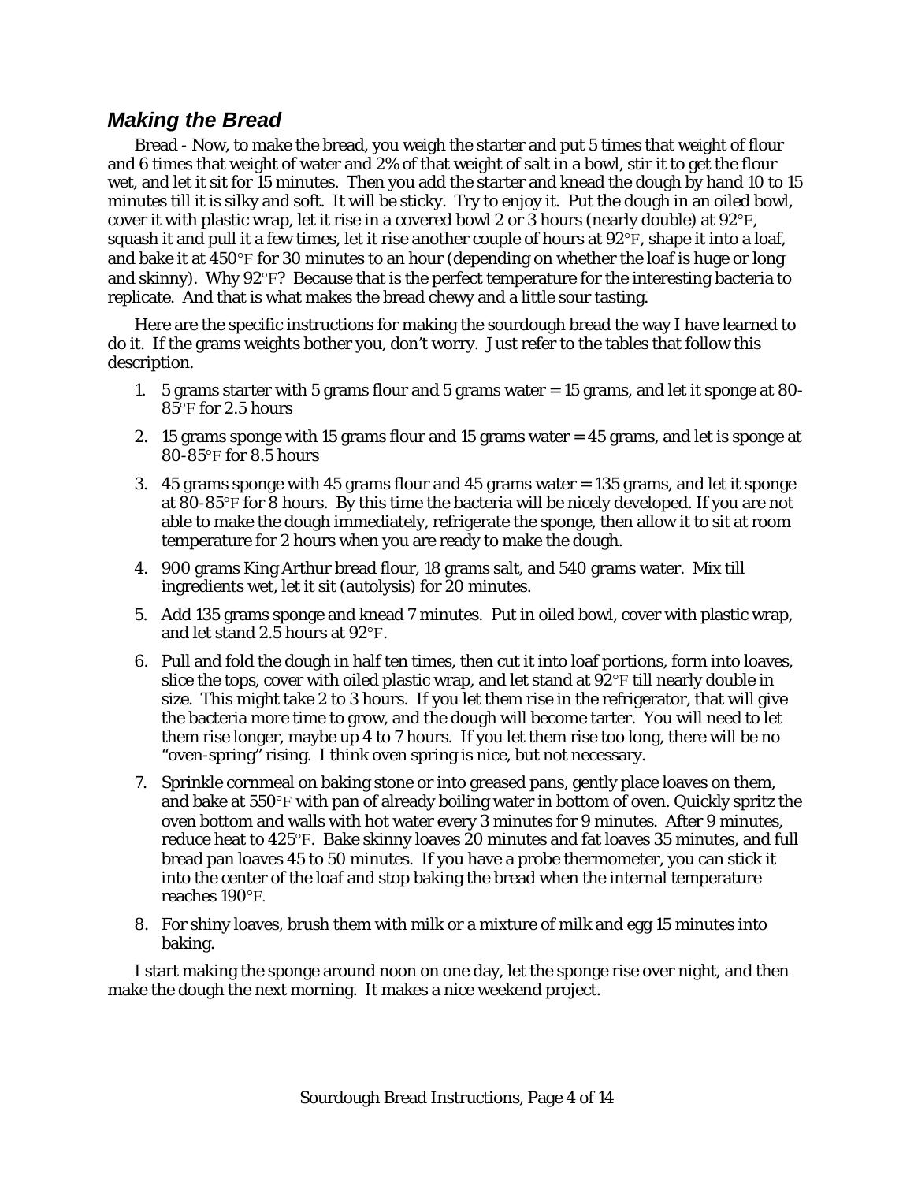## *Making the Bread*

Bread - Now, to make the bread, you weigh the starter and put 5 times that weight of flour and 6 times that weight of water and 2% of that weight of salt in a bowl, stir it to get the flour wet, and let it sit for 15 minutes. Then you add the starter and knead the dough by hand 10 to 15 minutes till it is silky and soft. It will be sticky. Try to enjoy it. Put the dough in an oiled bowl, cover it with plastic wrap, let it rise in a covered bowl 2 or 3 hours (nearly double) at 92°F, squash it and pull it a few times, let it rise another couple of hours at 92°F, shape it into a loaf, and bake it at 450°F for 30 minutes to an hour (depending on whether the loaf is huge or long and skinny). Why 92°F? Because that is the perfect temperature for the interesting bacteria to replicate. And that is what makes the bread chewy and a little sour tasting.

Here are the specific instructions for making the sourdough bread the way I have learned to do it. If the grams weights bother you, don't worry. Just refer to the tables that follow this description.

1. 5 grams starter with 5 grams flour and 5 grams water = 15 grams, and let it sponge at 80-85°F for 2.5 hours
2. 15 grams sponge with 15 grams flour and 15 grams water = 45 grams, and let is sponge at 80-85°F for 8.5 hours
3. 45 grams sponge with 45 grams flour and 45 grams water = 135 grams, and let it sponge at 80-85°F for 8 hours. By this time the bacteria will be nicely developed. If you are not able to make the dough immediately, refrigerate the sponge, then allow it to sit at room temperature for 2 hours when you are ready to make the dough.
4. 900 grams King Arthur bread flour, 18 grams salt, and 540 grams water. Mix till ingredients wet, let it sit (autolysis) for 20 minutes.
5. Add 135 grams sponge and knead 7 minutes. Put in oiled bowl, cover with plastic wrap, and let stand 2.5 hours at 92°F.
6. Pull and fold the dough in half ten times, then cut it into loaf portions, form into loaves, slice the tops, cover with oiled plastic wrap, and let stand at 92°F till nearly double in size. This might take 2 to 3 hours. If you let them rise in the refrigerator, that will give the bacteria more time to grow, and the dough will become tarter. You will need to let them rise longer, maybe up 4 to 7 hours. If you let them rise too long, there will be no "oven-spring" rising. I think oven spring is nice, but not necessary.
7. Sprinkle cornmeal on baking stone or into greased pans, gently place loaves on them, and bake at 550°F with pan of already boiling water in bottom of oven. Quickly spritz the oven bottom and walls with hot water every 3 minutes for 9 minutes. After 9 minutes, reduce heat to 425°F. Bake skinny loaves 20 minutes and fat loaves 35 minutes, and full bread pan loaves 45 to 50 minutes. If you have a probe thermometer, you can stick it into the center of the loaf and stop baking the bread when the internal temperature reaches 190°F.
8. For shiny loaves, brush them with milk or a mixture of milk and egg 15 minutes into baking.

I start making the sponge around noon on one day, let the sponge rise over night, and then make the dough the next morning. It makes a nice weekend project.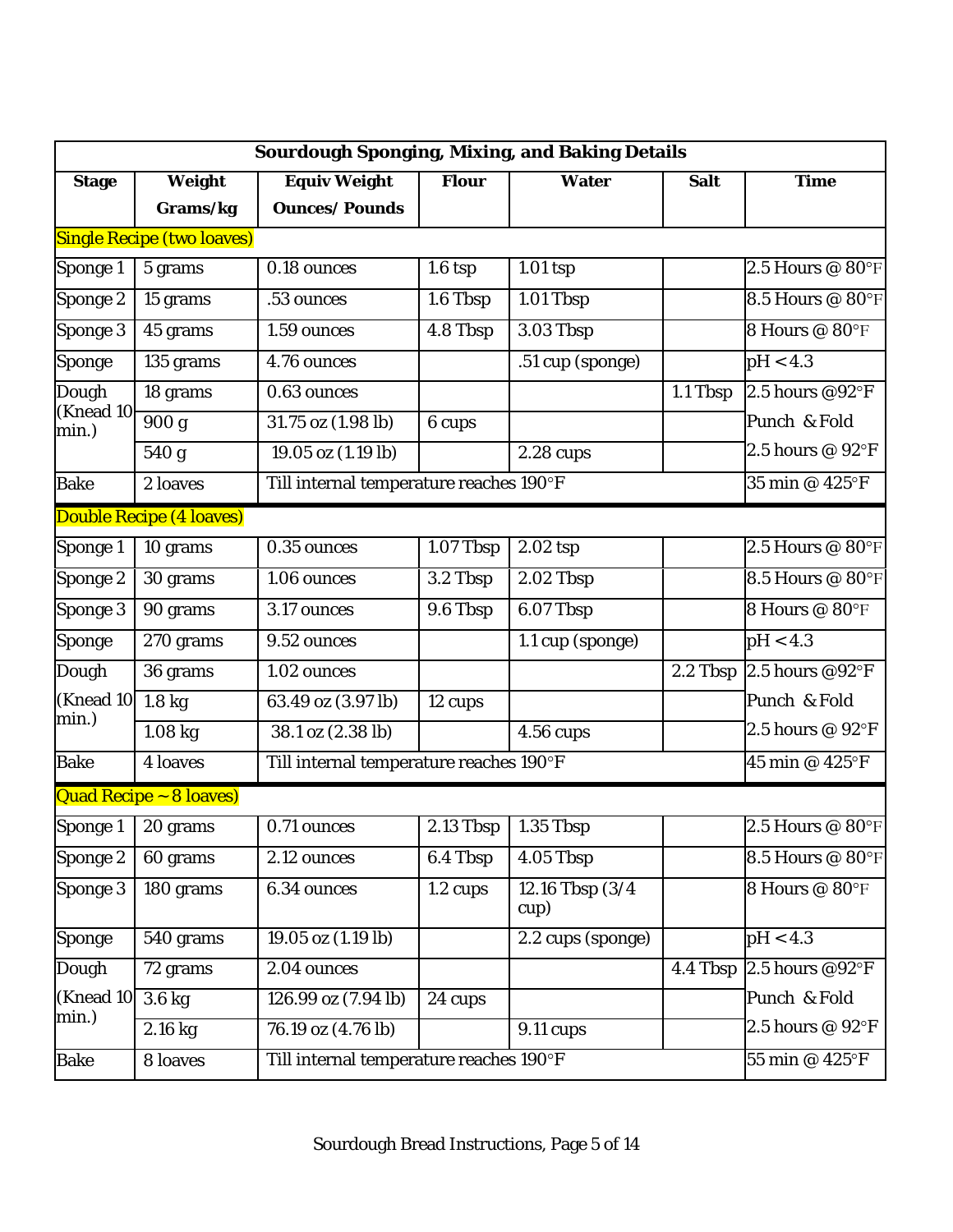| Sourdough Sponging, Mixing, and Baking Details | | | | | | |
|---|---|---|---|---|---|---|
| **Stage** | **Weight Grams/kg** | **Equiv Weight Ounces/ Pounds** | **Flour** | **Water** | **Salt** | **Time** |
| Single Recipe (two loaves) | | | | | | |
| Sponge 1 | 5 grams | 0.18 ounces | 1.6 tsp | 1.01 tsp | | 2.5 Hours @ 80°F |
| Sponge 2 | 15 grams | .53 ounces | 1.6 Tbsp | 1.01 Tbsp | | 8.5 Hours @ 80°F |
| Sponge 3 | 45 grams | 1.59 ounces | 4.8 Tbsp | 3.03 Tbsp | | 8 Hours @ 80°F |
| Sponge | 135 grams | 4.76 ounces | | .51 cup (sponge) | | pH < 4.3 |
| Dough (Knead 10 min.) | 18 grams | 0.63 ounces | | | 1.1 Tbsp | 2.5 hours @92°F |
| | 900 g | 31.75 oz (1.98 lb) | 6 cups | | | Punch & Fold |
| | 540 g | 19.05 oz (1.19 lb) | | 2.28 cups | | 2.5 hours @ 92°F |
| Bake | 2 loaves | Till internal temperature reaches 190°F | | | | 35 min @ 425°F |
| Double Recipe (4 loaves) | | | | | | |
| Sponge 1 | 10 grams | 0.35 ounces | 1.07 Tbsp | 2.02 tsp | | 2.5 Hours @ 80°F |
| Sponge 2 | 30 grams | 1.06 ounces | 3.2 Tbsp | 2.02 Tbsp | | 8.5 Hours @ 80°F |
| Sponge 3 | 90 grams | 3.17 ounces | 9.6 Tbsp | 6.07 Tbsp | | 8 Hours @ 80°F |
| Sponge | 270 grams | 9.52 ounces | | 1.1 cup (sponge) | | pH < 4.3 |
| Dough (Knead 10 min.) | 36 grams | 1.02 ounces | | | 2.2 Tbsp | 2.5 hours @92°F |
| | 1.8 kg | 63.49 oz (3.97 lb) | 12 cups | | | Punch & Fold |
| | 1.08 kg | 38.1 oz (2.38 lb) | | 4.56 cups | | 2.5 hours @ 92°F |
| Bake | 4 loaves | Till internal temperature reaches 190°F | | | | 45 min @ 425°F |
| Quad Recipe ~ 8 loaves) | | | | | | |
| Sponge 1 | 20 grams | 0.71 ounces | 2.13 Tbsp | 1.35 Tbsp | | 2.5 Hours @ 80°F |
| Sponge 2 | 60 grams | 2.12 ounces | 6.4 Tbsp | 4.05 Tbsp | | 8.5 Hours @ 80°F |
| Sponge 3 | 180 grams | 6.34 ounces | 1.2 cups | 12.16 Tbsp (3/4 cup) | | 8 Hours @ 80°F |
| Sponge | 540 grams | 19.05 oz (1.19 lb) | | 2.2 cups (sponge) | | pH < 4.3 |
| Dough (Knead 10 min.) | 72 grams | 2.04 ounces | | | 4.4 Tbsp | 2.5 hours @92°F |
| | 3.6 kg | 126.99 oz (7.94 lb) | 24 cups | | | Punch & Fold |
| | 2.16 kg | 76.19 oz (4.76 lb) | | 9.11 cups | | 2.5 hours @ 92°F |
| Bake | 8 loaves | Till internal temperature reaches 190°F | | | | 55 min @ 425°F |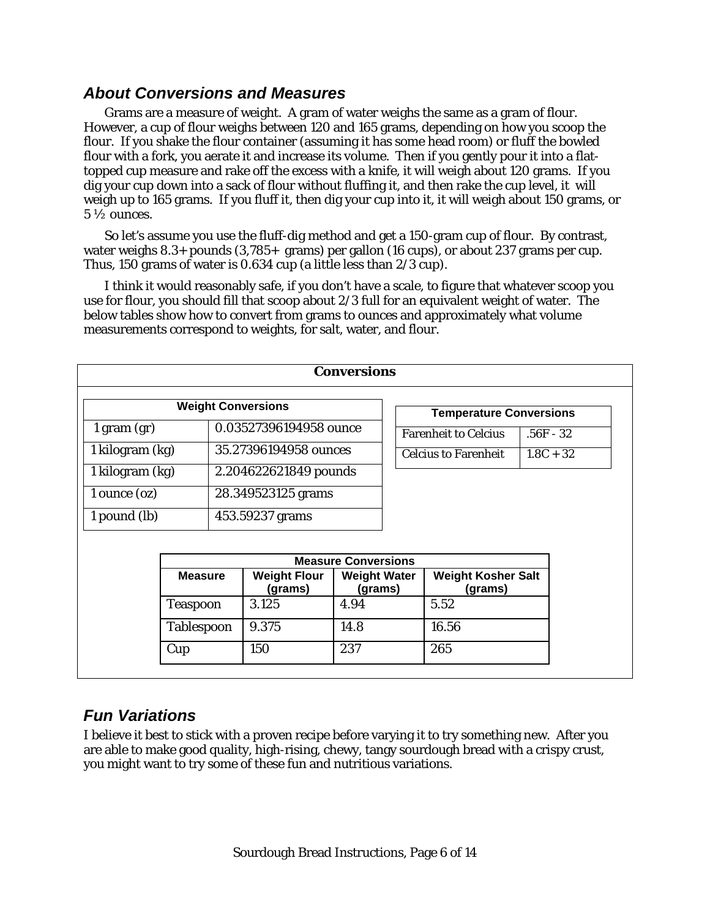## About Conversions and Measures

Grams are a measure of weight. A gram of water weighs the same as a gram of flour. However, a cup of flour weighs between 120 and 165 grams, depending on how you scoop the flour. If you shake the flour container (assuming it has some head room) or fluff the bowled flour with a fork, you aerate it and increase its volume. Then if you gently pour it into a flat-topped cup measure and rake off the excess with a knife, it will weigh about 120 grams. If you dig your cup down into a sack of flour without fluffing it, and then rake the cup level, it will weigh up to 165 grams. If you fluff it, then dig your cup into it, it will weigh about 150 grams, or 5 ½ ounces.

So let's assume you use the fluff-dig method and get a 150-gram cup of flour. By contrast, water weighs 8.3+ pounds (3,785+ grams) per gallon (16 cups), or about 237 grams per cup. Thus, 150 grams of water is 0.634 cup (a little less than 2/3 cup).

I think it would reasonably safe, if you don't have a scale, to figure that whatever scoop you use for flour, you should fill that scoop about 2/3 full for an equivalent weight of water. The below tables show how to convert from grams to ounces and approximately what volume measurements correspond to weights, for salt, water, and flour.

**Conversions**

| Weight Conversions | |
|---|---|
| 1 gram (gr) | 0.03527396194958 ounce |
| 1 kilogram (kg) | 35.27396194958 ounces |
| 1 kilogram (kg) | 2.204622621849 pounds |
| 1 ounce (oz) | 28.349523125 grams |
| 1 pound (lb) | 453.59237 grams |

| Temperature Conversions | |
|---|---|
| Farenheit to Celcius | .56F - 32 |
| Celcius to Farenheit | 1.8C + 32 |

| Measure Conversions | | | |
|---|---|---|---|
| Measure | Weight Flour (grams) | Weight Water (grams) | Weight Kosher Salt (grams) |
| Teaspoon | 3.125 | 4.94 | 5.52 |
| Tablespoon | 9.375 | 14.8 | 16.56 |
| Cup | 150 | 237 | 265 |

## Fun Variations

I believe it best to stick with a proven recipe before varying it to try something new. After you are able to make good quality, high-rising, chewy, tangy sourdough bread with a crispy crust, you might want to try some of these fun and nutritious variations.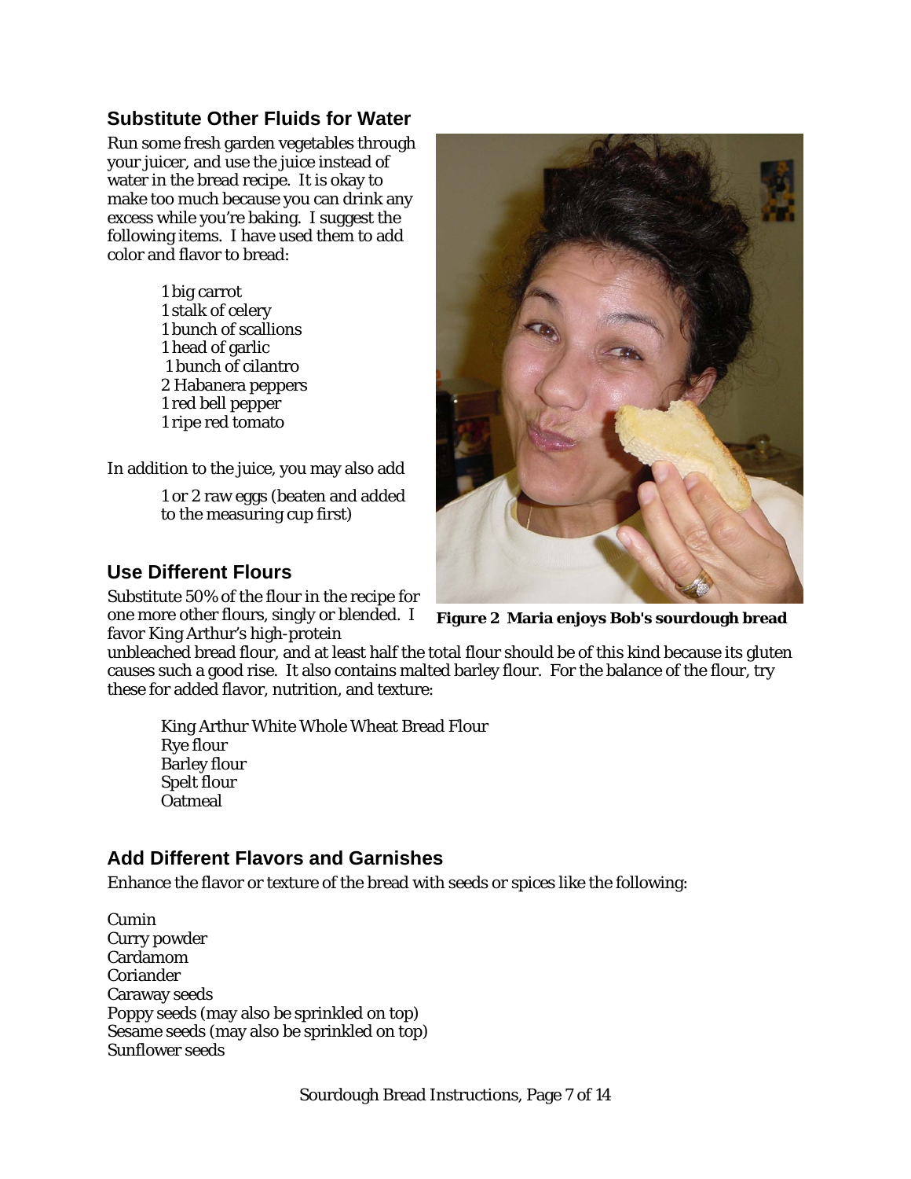## Substitute Other Fluids for Water

Run some fresh garden vegetables through your juicer, and use the juice instead of water in the bread recipe. It is okay to make too much because you can drink any excess while you're baking. I suggest the following items. I have used them to add color and flavor to bread:

- 1 big carrot
- 1 stalk of celery
- 1 bunch of scallions
- 1 head of garlic
- 1 bunch of cilantro
- 2 Habanera peppers
- 1 red bell pepper
- 1 ripe red tomato

In addition to the juice, you may also add

- 1 or 2 raw eggs (beaten and added to the measuring cup first)

**Figure 2 Maria enjoys Bob's sourdough bread**

## Use Different Flours

Substitute 50% of the flour in the recipe for one more other flours, singly or blended. I favor King Arthur's high-protein unbleached bread flour, and at least half the total flour should be of this kind because its gluten causes such a good rise. It also contains malted barley flour. For the balance of the flour, try these for added flavor, nutrition, and texture:

- King Arthur White Whole Wheat Bread Flour
- Rye flour
- Barley flour
- Spelt flour
- Oatmeal

## Add Different Flavors and Garnishes

Enhance the flavor or texture of the bread with seeds or spices like the following:

- Cumin
- Curry powder
- Cardamom
- Coriander
- Caraway seeds
- Poppy seeds (may also be sprinkled on top)
- Sesame seeds (may also be sprinkled on top)
- Sunflower seeds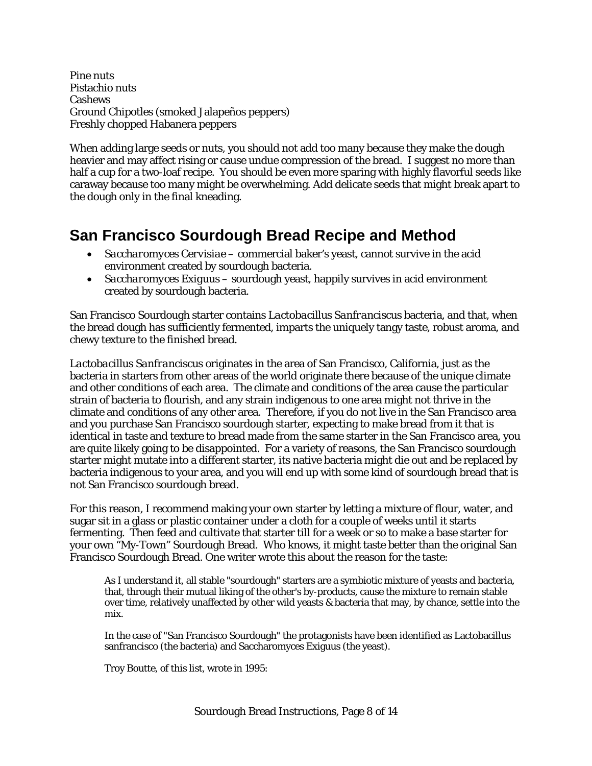Pine nuts
Pistachio nuts
Cashews
Ground Chipotles (smoked Jalapeños peppers)
Freshly chopped Habanera peppers

When adding large seeds or nuts, you should not add too many because they make the dough heavier and may affect rising or cause undue compression of the bread. I suggest no more than half a cup for a two-loaf recipe. You should be even more sparing with highly flavorful seeds like caraway because too many might be overwhelming. Add delicate seeds that might break apart to the dough only in the final kneading.

## San Francisco Sourdough Bread Recipe and Method

- *Saccharomyces Cervisiae* – commercial baker's yeast, cannot survive in the acid environment created by sourdough bacteria.
- *Saccharomyces Exiguus* – sourdough yeast, happily survives in acid environment created by sourdough bacteria.

San Francisco Sourdough starter contains *Lactobacillus Sanfranciscus* bacteria, and that, when the bread dough has sufficiently fermented, imparts the uniquely tangy taste, robust aroma, and chewy texture to the finished bread.

*Lactobacillus Sanfranciscus* originates in the area of San Francisco, California, just as the bacteria in starters from other areas of the world originate there because of the unique climate and other conditions of each area. The climate and conditions of the area cause the particular strain of bacteria to flourish, and any strain indigenous to one area might not thrive in the climate and conditions of any other area. Therefore, if you do not live in the San Francisco area and you purchase San Francisco sourdough starter, expecting to make bread from it that is identical in taste and texture to bread made from the same starter in the San Francisco area, you are quite likely going to be disappointed. For a variety of reasons, the San Francisco sourdough starter might mutate into a different starter, its native bacteria might die out and be replaced by bacteria indigenous to your area, and you will end up with some kind of sourdough bread that is not San Francisco sourdough bread.

For this reason, I recommend making your own starter by letting a mixture of flour, water, and sugar sit in a glass or plastic container under a cloth for a couple of weeks until it starts fermenting. Then feed and cultivate that starter till for a week or so to make a base starter for your own "My-Town" Sourdough Bread. Who knows, it might taste better than the original San Francisco Sourdough Bread. One writer wrote this about the reason for the taste:

> As I understand it, all stable "sourdough" starters are a symbiotic mixture of yeasts and bacteria, that, through their mutual liking of the other's by-products, cause the mixture to remain stable over time, relatively unaffected by other wild yeasts & bacteria that may, by chance, settle into the mix.
>
> In the case of "San Francisco Sourdough" the protagonists have been identified as Lactobacillus sanfrancisco (the bacteria) and Saccharomyces Exiguus (the yeast).
>
> Troy Boutte, of this list, wrote in 1995: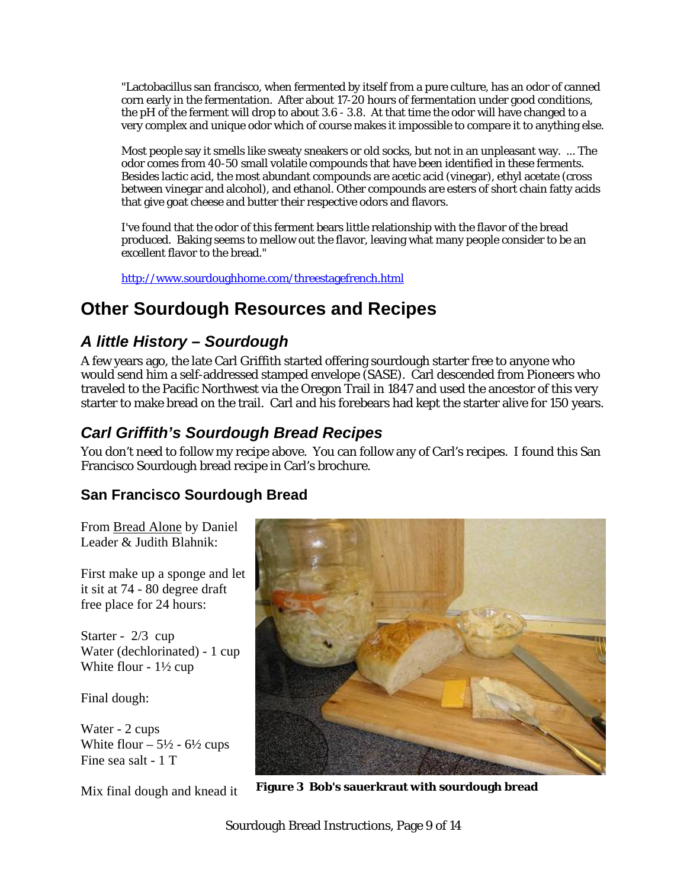"Lactobacillus san francisco, when fermented by itself from a pure culture, has an odor of canned corn early in the fermentation. After about 17-20 hours of fermentation under good conditions, the pH of the ferment will drop to about 3.6 - 3.8. At that time the odor will have changed to a very complex and unique odor which of course makes it impossible to compare it to anything else.

Most people say it smells like sweaty sneakers or old socks, but not in an unpleasant way. ... The odor comes from 40-50 small volatile compounds that have been identified in these ferments. Besides lactic acid, the most abundant compounds are acetic acid (vinegar), ethyl acetate (cross between vinegar and alcohol), and ethanol. Other compounds are esters of short chain fatty acids that give goat cheese and butter their respective odors and flavors.

I've found that the odor of this ferment bears little relationship with the flavor of the bread produced. Baking seems to mellow out the flavor, leaving what many people consider to be an excellent flavor to the bread."

http://www.sourdoughhome.com/threestagefrench.html

# Other Sourdough Resources and Recipes

## *A little History – Sourdough*

A few years ago, the late Carl Griffith started offering sourdough starter free to anyone who would send him a self-addressed stamped envelope (SASE). Carl descended from Pioneers who traveled to the Pacific Northwest via the Oregon Trail in 1847 and used the ancestor of this very starter to make bread on the trail. Carl and his forebears had kept the starter alive for 150 years.

## *Carl Griffith's Sourdough Bread Recipes*

You don't need to follow my recipe above. You can follow any of Carl's recipes. I found this San Francisco Sourdough bread recipe in Carl's brochure.

### San Francisco Sourdough Bread

From Bread Alone by Daniel Leader & Judith Blahnik:

First make up a sponge and let it sit at 74 - 80 degree draft free place for 24 hours:

Starter - 2/3 cup
Water (dechlorinated) - 1 cup
White flour - 1½ cup

Final dough:

Water - 2 cups
White flour – 5½ - 6½ cups
Fine sea salt - 1 T

Mix final dough and knead it

**Figure 3 Bob's sauerkraut with sourdough bread**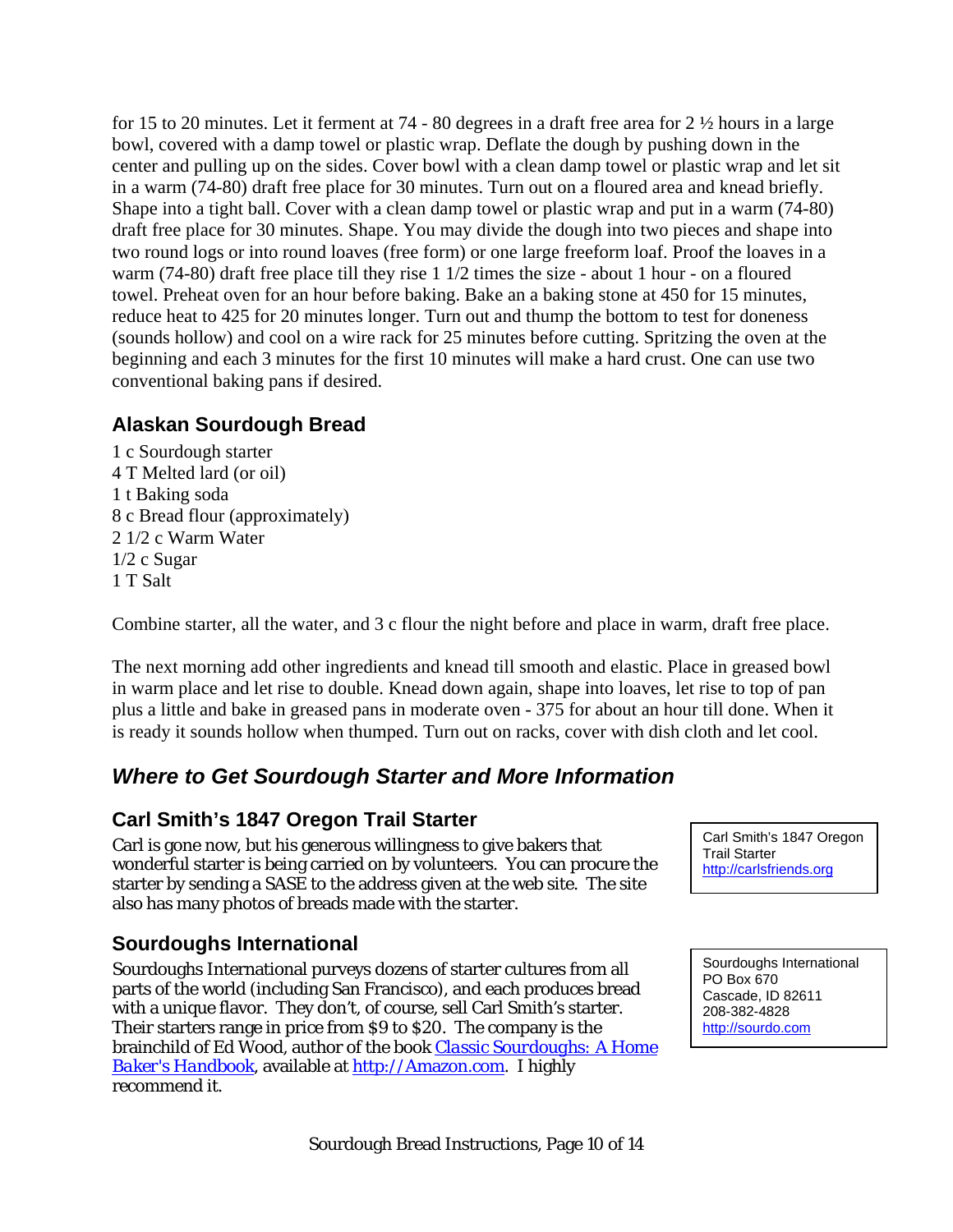for 15 to 20 minutes. Let it ferment at 74 - 80 degrees in a draft free area for 2 ½ hours in a large bowl, covered with a damp towel or plastic wrap. Deflate the dough by pushing down in the center and pulling up on the sides. Cover bowl with a clean damp towel or plastic wrap and let sit in a warm (74-80) draft free place for 30 minutes. Turn out on a floured area and knead briefly. Shape into a tight ball. Cover with a clean damp towel or plastic wrap and put in a warm (74-80) draft free place for 30 minutes. Shape. You may divide the dough into two pieces and shape into two round logs or into round loaves (free form) or one large freeform loaf. Proof the loaves in a warm (74-80) draft free place till they rise 1 1/2 times the size - about 1 hour - on a floured towel. Preheat oven for an hour before baking. Bake an a baking stone at 450 for 15 minutes, reduce heat to 425 for 20 minutes longer. Turn out and thump the bottom to test for doneness (sounds hollow) and cool on a wire rack for 25 minutes before cutting. Spritzing the oven at the beginning and each 3 minutes for the first 10 minutes will make a hard crust. One can use two conventional baking pans if desired.

### Alaskan Sourdough Bread

1 c Sourdough starter
4 T Melted lard (or oil)
1 t Baking soda
8 c Bread flour (approximately)
2 1/2 c Warm Water
1/2 c Sugar
1 T Salt

Combine starter, all the water, and 3 c flour the night before and place in warm, draft free place.

The next morning add other ingredients and knead till smooth and elastic. Place in greased bowl in warm place and let rise to double. Knead down again, shape into loaves, let rise to top of pan plus a little and bake in greased pans in moderate oven - 375 for about an hour till done. When it is ready it sounds hollow when thumped. Turn out on racks, cover with dish cloth and let cool.

## *Where to Get Sourdough Starter and More Information*

### Carl Smith's 1847 Oregon Trail Starter

Carl is gone now, but his generous willingness to give bakers that wonderful starter is being carried on by volunteers. You can procure the starter by sending a SASE to the address given at the web site. The site also has many photos of breads made with the starter.

> Carl Smith's 1847 Oregon Trail Starter
> http://carlsfriends.org

### Sourdoughs International

Sourdoughs International purveys dozens of starter cultures from all parts of the world (including San Francisco), and each produces bread with a unique flavor. They don't, of course, sell Carl Smith's starter. Their starters range in price from $9 to $20. The company is the brainchild of Ed Wood, author of the book Classic Sourdoughs: A Home Baker's Handbook, available at http://Amazon.com. I highly recommend it.

> Sourdoughs International
> PO Box 670
> Cascade, ID 82611
> 208-382-4828
> http://sourdo.com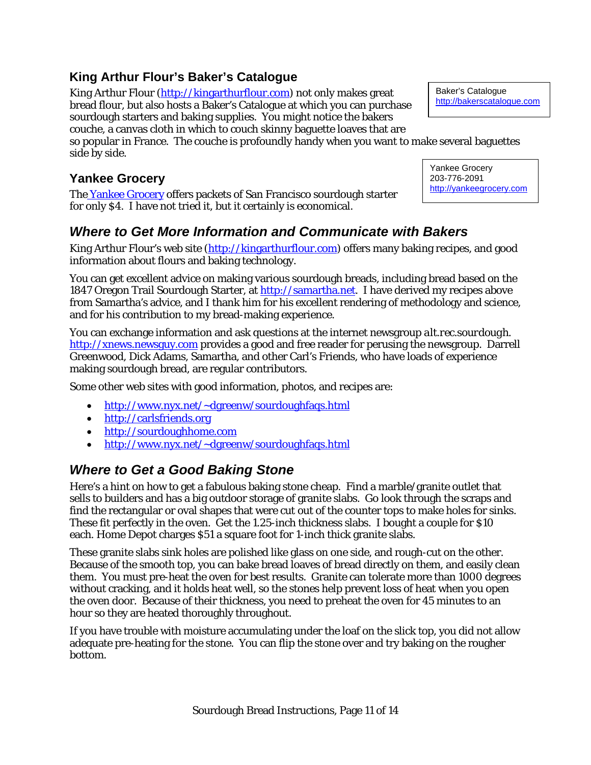### King Arthur Flour's Baker's Catalogue

King Arthur Flour (http://kingarthurflour.com) not only makes great bread flour, but also hosts a Baker's Catalogue at which you can purchase sourdough starters and baking supplies. You might notice the bakers couche, a canvas cloth in which to couch skinny baguette loaves that are so popular in France. The couche is profoundly handy when you want to make several baguettes side by side.

> Baker's Catalogue
> http://bakerscatalogue.com

### Yankee Grocery

The Yankee Grocery offers packets of San Francisco sourdough starter for only $4. I have not tried it, but it certainly is economical.

> Yankee Grocery
> 203-776-2091
> http://yankeegrocery.com

## *Where to Get More Information and Communicate with Bakers*

King Arthur Flour's web site (http://kingarthurflour.com) offers many baking recipes, and good information about flours and baking technology.

You can get excellent advice on making various sourdough breads, including bread based on the 1847 Oregon Trail Sourdough Starter, at http://samartha.net. I have derived my recipes above from Samartha's advice, and I thank him for his excellent rendering of methodology and science, and for his contribution to my bread-making experience.

You can exchange information and ask questions at the internet newsgroup alt.rec.sourdough. http://xnews.newsguy.com provides a good and free reader for perusing the newsgroup. Darrell Greenwood, Dick Adams, Samartha, and other Carl's Friends, who have loads of experience making sourdough bread, are regular contributors.

Some other web sites with good information, photos, and recipes are:

- http://www.nyx.net/~dgreenw/sourdoughfaqs.html
- http://carlsfriends.org
- http://sourdoughhome.com
- http://www.nyx.net/~dgreenw/sourdoughfaqs.html

## *Where to Get a Good Baking Stone*

Here's a hint on how to get a fabulous baking stone cheap. Find a marble/granite outlet that sells to builders and has a big outdoor storage of granite slabs. Go look through the scraps and find the rectangular or oval shapes that were cut out of the counter tops to make holes for sinks. These fit perfectly in the oven. Get the 1.25-inch thickness slabs. I bought a couple for $10 each. Home Depot charges $51 a square foot for 1-inch thick granite slabs.

These granite slabs sink holes are polished like glass on one side, and rough-cut on the other. Because of the smooth top, you can bake bread loaves of bread directly on them, and easily clean them. You must pre-heat the oven for best results. Granite can tolerate more than 1000 degrees without cracking, and it holds heat well, so the stones help prevent loss of heat when you open the oven door. Because of their thickness, you need to preheat the oven for 45 minutes to an hour so they are heated thoroughly throughout.

If you have trouble with moisture accumulating under the loaf on the slick top, you did not allow adequate pre-heating for the stone. You can flip the stone over and try baking on the rougher bottom.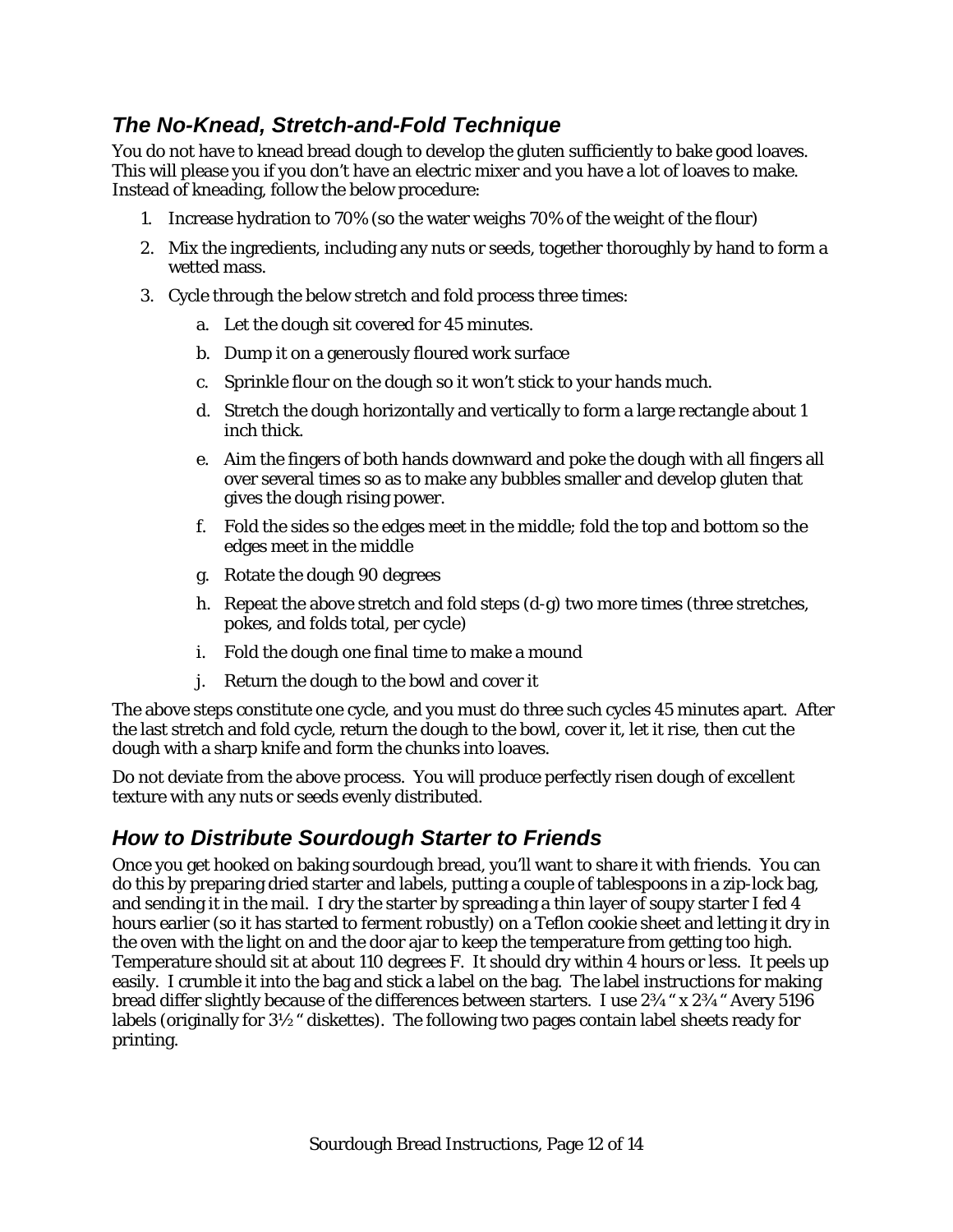## *The No-Knead, Stretch-and-Fold Technique*

You do not have to knead bread dough to develop the gluten sufficiently to bake good loaves. This will please you if you don't have an electric mixer and you have a lot of loaves to make. Instead of kneading, follow the below procedure:

1. Increase hydration to 70% (so the water weighs 70% of the weight of the flour)
2. Mix the ingredients, including any nuts or seeds, together thoroughly by hand to form a wetted mass.
3. Cycle through the below stretch and fold process three times:
   a. Let the dough sit covered for 45 minutes.
   b. Dump it on a generously floured work surface
   c. Sprinkle flour on the dough so it won't stick to your hands much.
   d. Stretch the dough horizontally and vertically to form a large rectangle about 1 inch thick.
   e. Aim the fingers of both hands downward and poke the dough with all fingers all over several times so as to make any bubbles smaller and develop gluten that gives the dough rising power.
   f. Fold the sides so the edges meet in the middle; fold the top and bottom so the edges meet in the middle
   g. Rotate the dough 90 degrees
   h. Repeat the above stretch and fold steps (d-g) two more times (three stretches, pokes, and folds total, per cycle)
   i. Fold the dough one final time to make a mound
   j. Return the dough to the bowl and cover it

The above steps constitute one cycle, and you must do three such cycles 45 minutes apart. After the last stretch and fold cycle, return the dough to the bowl, cover it, let it rise, then cut the dough with a sharp knife and form the chunks into loaves.

Do not deviate from the above process. You will produce perfectly risen dough of excellent texture with any nuts or seeds evenly distributed.

## *How to Distribute Sourdough Starter to Friends*

Once you get hooked on baking sourdough bread, you'll want to share it with friends. You can do this by preparing dried starter and labels, putting a couple of tablespoons in a zip-lock bag, and sending it in the mail. I dry the starter by spreading a thin layer of soupy starter I fed 4 hours earlier (so it has started to ferment robustly) on a Teflon cookie sheet and letting it dry in the oven with the light on and the door ajar to keep the temperature from getting too high. Temperature should sit at about 110 degrees F. It should dry within 4 hours or less. It peels up easily. I crumble it into the bag and stick a label on the bag. The label instructions for making bread differ slightly because of the differences between starters. I use 2¾ " x 2¾ " Avery 5196 labels (originally for 3½ " diskettes). The following two pages contain label sheets ready for printing.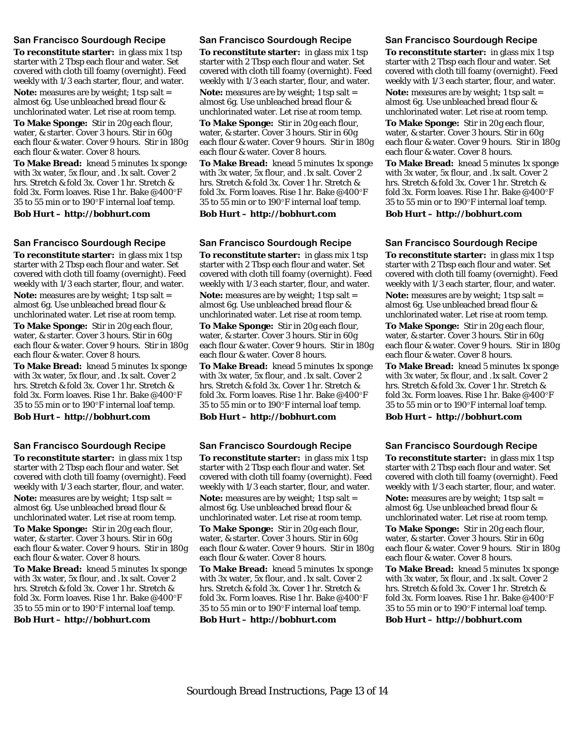### San Francisco Sourdough Recipe

**To reconstitute starter:** in glass mix 1 tsp starter with 2 Tbsp each flour and water. Set covered with cloth till foamy (overnight). Feed weekly with 1/3 each starter, flour, and water.

**Note:** measures are by weight; 1 tsp salt = almost 6g. Use unbleached bread flour & unchlorinated water. Let rise at room temp.

**To Make Sponge:** Stir in 20g each flour, water, & starter. Cover 3 hours. Stir in 60g each flour & water. Cover 9 hours. Stir in 180g each flour & water. Cover 8 hours.

**To Make Bread:** knead 5 minutes 1x sponge with 3x water, 5x flour, and .1x salt. Cover 2 hrs. Stretch & fold 3x. Cover 1 hr. Stretch & fold 3x. Form loaves. Rise 1 hr. Bake @400°F 35 to 55 min or to 190°F internal loaf temp.

**Bob Hurt – http://bobhurt.com**

### San Francisco Sourdough Recipe

**To reconstitute starter:** in glass mix 1 tsp starter with 2 Tbsp each flour and water. Set covered with cloth till foamy (overnight). Feed weekly with 1/3 each starter, flour, and water.

**Note:** measures are by weight; 1 tsp salt = almost 6g. Use unbleached bread flour & unchlorinated water. Let rise at room temp.

**To Make Sponge:** Stir in 20g each flour, water, & starter. Cover 3 hours. Stir in 60g each flour & water. Cover 9 hours. Stir in 180g each flour & water. Cover 8 hours.

**To Make Bread:** knead 5 minutes 1x sponge with 3x water, 5x flour, and .1x salt. Cover 2 hrs. Stretch & fold 3x. Cover 1 hr. Stretch & fold 3x. Form loaves. Rise 1 hr. Bake @400°F 35 to 55 min or to 190°F internal loaf temp.

**Bob Hurt – http://bobhurt.com**

### San Francisco Sourdough Recipe

**To reconstitute starter:** in glass mix 1 tsp starter with 2 Tbsp each flour and water. Set covered with cloth till foamy (overnight). Feed weekly with 1/3 each starter, flour, and water.

**Note:** measures are by weight; 1 tsp salt = almost 6g. Use unbleached bread flour & unchlorinated water. Let rise at room temp.

**To Make Sponge:** Stir in 20g each flour, water, & starter. Cover 3 hours. Stir in 60g each flour & water. Cover 9 hours. Stir in 180g each flour & water. Cover 8 hours.

**To Make Bread:** knead 5 minutes 1x sponge with 3x water, 5x flour, and .1x salt. Cover 2 hrs. Stretch & fold 3x. Cover 1 hr. Stretch & fold 3x. Form loaves. Rise 1 hr. Bake @400°F 35 to 55 min or to 190°F internal loaf temp.

**Bob Hurt – http://bobhurt.com**

### San Francisco Sourdough Recipe

**To reconstitute starter:** in glass mix 1 tsp starter with 2 Tbsp each flour and water. Set covered with cloth till foamy (overnight). Feed weekly with 1/3 each starter, flour, and water.

**Note:** measures are by weight; 1 tsp salt = almost 6g. Use unbleached bread flour & unchlorinated water. Let rise at room temp.

**To Make Sponge:** Stir in 20g each flour, water, & starter. Cover 3 hours. Stir in 60g each flour & water. Cover 9 hours. Stir in 180g each flour & water. Cover 8 hours.

**To Make Bread:** knead 5 minutes 1x sponge with 3x water, 5x flour, and .1x salt. Cover 2 hrs. Stretch & fold 3x. Cover 1 hr. Stretch & fold 3x. Form loaves. Rise 1 hr. Bake @400°F 35 to 55 min or to 190°F internal loaf temp.

**Bob Hurt – http://bobhurt.com**

### San Francisco Sourdough Recipe

**To reconstitute starter:** in glass mix 1 tsp starter with 2 Tbsp each flour and water. Set covered with cloth till foamy (overnight). Feed weekly with 1/3 each starter, flour, and water.

**Note:** measures are by weight; 1 tsp salt = almost 6g. Use unbleached bread flour & unchlorinated water. Let rise at room temp.

**To Make Sponge:** Stir in 20g each flour, water, & starter. Cover 3 hours. Stir in 60g each flour & water. Cover 9 hours. Stir in 180g each flour & water. Cover 8 hours.

**To Make Bread:** knead 5 minutes 1x sponge with 3x water, 5x flour, and .1x salt. Cover 2 hrs. Stretch & fold 3x. Cover 1 hr. Stretch & fold 3x. Form loaves. Rise 1 hr. Bake @400°F 35 to 55 min or to 190°F internal loaf temp.

**Bob Hurt – http://bobhurt.com**

### San Francisco Sourdough Recipe

**To reconstitute starter:** in glass mix 1 tsp starter with 2 Tbsp each flour and water. Set covered with cloth till foamy (overnight). Feed weekly with 1/3 each starter, flour, and water.

**Note:** measures are by weight; 1 tsp salt = almost 6g. Use unbleached bread flour & unchlorinated water. Let rise at room temp.

**To Make Sponge:** Stir in 20g each flour, water, & starter. Cover 3 hours. Stir in 60g each flour & water. Cover 9 hours. Stir in 180g each flour & water. Cover 8 hours.

**To Make Bread:** knead 5 minutes 1x sponge with 3x water, 5x flour, and .1x salt. Cover 2 hrs. Stretch & fold 3x. Cover 1 hr. Stretch & fold 3x. Form loaves. Rise 1 hr. Bake @400°F 35 to 55 min or to 190°F internal loaf temp.

**Bob Hurt – http://bobhurt.com**

### San Francisco Sourdough Recipe

**To reconstitute starter:** in glass mix 1 tsp starter with 2 Tbsp each flour and water. Set covered with cloth till foamy (overnight). Feed weekly with 1/3 each starter, flour, and water.

**Note:** measures are by weight; 1 tsp salt = almost 6g. Use unbleached bread flour & unchlorinated water. Let rise at room temp.

**To Make Sponge:** Stir in 20g each flour, water, & starter. Cover 3 hours. Stir in 60g each flour & water. Cover 9 hours. Stir in 180g each flour & water. Cover 8 hours.

**To Make Bread:** knead 5 minutes 1x sponge with 3x water, 5x flour, and .1x salt. Cover 2 hrs. Stretch & fold 3x. Cover 1 hr. Stretch & fold 3x. Form loaves. Rise 1 hr. Bake @400°F 35 to 55 min or to 190°F internal loaf temp.

**Bob Hurt – http://bobhurt.com**

### San Francisco Sourdough Recipe

**To reconstitute starter:** in glass mix 1 tsp starter with 2 Tbsp each flour and water. Set covered with cloth till foamy (overnight). Feed weekly with 1/3 each starter, flour, and water.

**Note:** measures are by weight; 1 tsp salt = almost 6g. Use unbleached bread flour & unchlorinated water. Let rise at room temp.

**To Make Sponge:** Stir in 20g each flour, water, & starter. Cover 3 hours. Stir in 60g each flour & water. Cover 9 hours. Stir in 180g each flour & water. Cover 8 hours.

**To Make Bread:** knead 5 minutes 1x sponge with 3x water, 5x flour, and .1x salt. Cover 2 hrs. Stretch & fold 3x. Cover 1 hr. Stretch & fold 3x. Form loaves. Rise 1 hr. Bake @400°F 35 to 55 min or to 190°F internal loaf temp.

**Bob Hurt – http://bobhurt.com**

### San Francisco Sourdough Recipe

**To reconstitute starter:** in glass mix 1 tsp starter with 2 Tbsp each flour and water. Set covered with cloth till foamy (overnight). Feed weekly with 1/3 each starter, flour, and water.

**Note:** measures are by weight; 1 tsp salt = almost 6g. Use unbleached bread flour & unchlorinated water. Let rise at room temp.

**To Make Sponge:** Stir in 20g each flour, water, & starter. Cover 3 hours. Stir in 60g each flour & water. Cover 9 hours. Stir in 180g each flour & water. Cover 8 hours.

**To Make Bread:** knead 5 minutes 1x sponge with 3x water, 5x flour, and .1x salt. Cover 2 hrs. Stretch & fold 3x. Cover 1 hr. Stretch & fold 3x. Form loaves. Rise 1 hr. Bake @400°F 35 to 55 min or to 190°F internal loaf temp.

**Bob Hurt – http://bobhurt.com**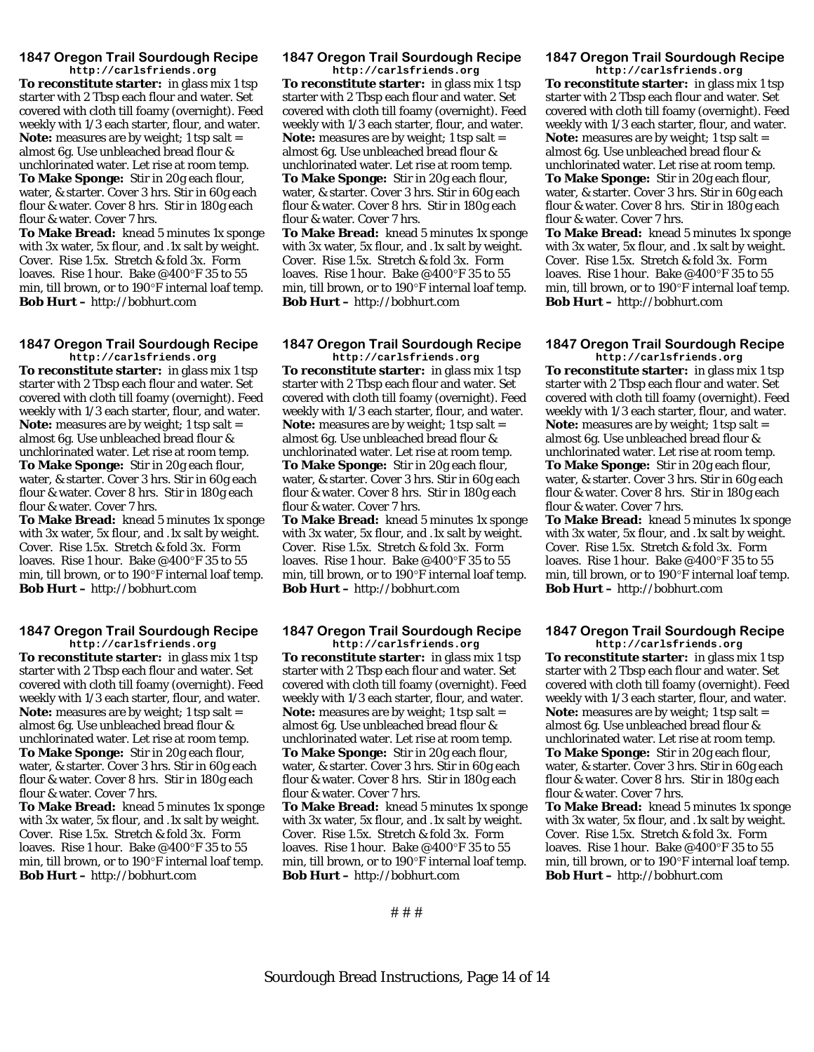**1847 Oregon Trail Sourdough Recipe**
**http://carlsfriends.org**

**To reconstitute starter:** in glass mix 1 tsp starter with 2 Tbsp each flour and water. Set covered with cloth till foamy (overnight). Feed weekly with 1/3 each starter, flour, and water. **Note:** measures are by weight; 1 tsp salt = almost 6g. Use unbleached bread flour & unchlorinated water. Let rise at room temp.
**To Make Sponge:** Stir in 20g each flour, water, & starter. Cover 3 hrs. Stir in 60g each flour & water. Cover 8 hrs. Stir in 180g each flour & water. Cover 7 hrs.
**To Make Bread:** knead 5 minutes 1x sponge with 3x water, 5x flour, and .1x salt by weight. Cover. Rise 1.5x. Stretch & fold 3x. Form loaves. Rise 1 hour. Bake @400°F 35 to 55 min, till brown, or to 190°F internal loaf temp.
**Bob Hurt –** http://bobhurt.com

**1847 Oregon Trail Sourdough Recipe**
**http://carlsfriends.org**

**To reconstitute starter:** in glass mix 1 tsp starter with 2 Tbsp each flour and water. Set covered with cloth till foamy (overnight). Feed weekly with 1/3 each starter, flour, and water. **Note:** measures are by weight; 1 tsp salt = almost 6g. Use unbleached bread flour & unchlorinated water. Let rise at room temp.
**To Make Sponge:** Stir in 20g each flour, water, & starter. Cover 3 hrs. Stir in 60g each flour & water. Cover 8 hrs. Stir in 180g each flour & water. Cover 7 hrs.
**To Make Bread:** knead 5 minutes 1x sponge with 3x water, 5x flour, and .1x salt by weight. Cover. Rise 1.5x. Stretch & fold 3x. Form loaves. Rise 1 hour. Bake @400°F 35 to 55 min, till brown, or to 190°F internal loaf temp.
**Bob Hurt –** http://bobhurt.com

**1847 Oregon Trail Sourdough Recipe**
**http://carlsfriends.org**

**To reconstitute starter:** in glass mix 1 tsp starter with 2 Tbsp each flour and water. Set covered with cloth till foamy (overnight). Feed weekly with 1/3 each starter, flour, and water. **Note:** measures are by weight; 1 tsp salt = almost 6g. Use unbleached bread flour & unchlorinated water. Let rise at room temp.
**To Make Sponge:** Stir in 20g each flour, water, & starter. Cover 3 hrs. Stir in 60g each flour & water. Cover 8 hrs. Stir in 180g each flour & water. Cover 7 hrs.
**To Make Bread:** knead 5 minutes 1x sponge with 3x water, 5x flour, and .1x salt by weight. Cover. Rise 1.5x. Stretch & fold 3x. Form loaves. Rise 1 hour. Bake @400°F 35 to 55 min, till brown, or to 190°F internal loaf temp.
**Bob Hurt –** http://bobhurt.com

**1847 Oregon Trail Sourdough Recipe**
**http://carlsfriends.org**

**To reconstitute starter:** in glass mix 1 tsp starter with 2 Tbsp each flour and water. Set covered with cloth till foamy (overnight). Feed weekly with 1/3 each starter, flour, and water. **Note:** measures are by weight; 1 tsp salt = almost 6g. Use unbleached bread flour & unchlorinated water. Let rise at room temp.
**To Make Sponge:** Stir in 20g each flour, water, & starter. Cover 3 hrs. Stir in 60g each flour & water. Cover 8 hrs. Stir in 180g each flour & water. Cover 7 hrs.
**To Make Bread:** knead 5 minutes 1x sponge with 3x water, 5x flour, and .1x salt by weight. Cover. Rise 1.5x. Stretch & fold 3x. Form loaves. Rise 1 hour. Bake @400°F 35 to 55 min, till brown, or to 190°F internal loaf temp.
**Bob Hurt –** http://bobhurt.com

**1847 Oregon Trail Sourdough Recipe**
**http://carlsfriends.org**

**To reconstitute starter:** in glass mix 1 tsp starter with 2 Tbsp each flour and water. Set covered with cloth till foamy (overnight). Feed weekly with 1/3 each starter, flour, and water. **Note:** measures are by weight; 1 tsp salt = almost 6g. Use unbleached bread flour & unchlorinated water. Let rise at room temp.
**To Make Sponge:** Stir in 20g each flour, water, & starter. Cover 3 hrs. Stir in 60g each flour & water. Cover 8 hrs. Stir in 180g each flour & water. Cover 7 hrs.
**To Make Bread:** knead 5 minutes 1x sponge with 3x water, 5x flour, and .1x salt by weight. Cover. Rise 1.5x. Stretch & fold 3x. Form loaves. Rise 1 hour. Bake @400°F 35 to 55 min, till brown, or to 190°F internal loaf temp.
**Bob Hurt –** http://bobhurt.com

**1847 Oregon Trail Sourdough Recipe**
**http://carlsfriends.org**

**To reconstitute starter:** in glass mix 1 tsp starter with 2 Tbsp each flour and water. Set covered with cloth till foamy (overnight). Feed weekly with 1/3 each starter, flour, and water. **Note:** measures are by weight; 1 tsp salt = almost 6g. Use unbleached bread flour & unchlorinated water. Let rise at room temp.
**To Make Sponge:** Stir in 20g each flour, water, & starter. Cover 3 hrs. Stir in 60g each flour & water. Cover 8 hrs. Stir in 180g each flour & water. Cover 7 hrs.
**To Make Bread:** knead 5 minutes 1x sponge with 3x water, 5x flour, and .1x salt by weight. Cover. Rise 1.5x. Stretch & fold 3x. Form loaves. Rise 1 hour. Bake @400°F 35 to 55 min, till brown, or to 190°F internal loaf temp.
**Bob Hurt –** http://bobhurt.com

**1847 Oregon Trail Sourdough Recipe**
**http://carlsfriends.org**

**To reconstitute starter:** in glass mix 1 tsp starter with 2 Tbsp each flour and water. Set covered with cloth till foamy (overnight). Feed weekly with 1/3 each starter, flour, and water. **Note:** measures are by weight; 1 tsp salt = almost 6g. Use unbleached bread flour & unchlorinated water. Let rise at room temp.
**To Make Sponge:** Stir in 20g each flour, water, & starter. Cover 3 hrs. Stir in 60g each flour & water. Cover 8 hrs. Stir in 180g each flour & water. Cover 7 hrs.
**To Make Bread:** knead 5 minutes 1x sponge with 3x water, 5x flour, and .1x salt by weight. Cover. Rise 1.5x. Stretch & fold 3x. Form loaves. Rise 1 hour. Bake @400°F 35 to 55 min, till brown, or to 190°F internal loaf temp.
**Bob Hurt –** http://bobhurt.com

**1847 Oregon Trail Sourdough Recipe**
**http://carlsfriends.org**

**To reconstitute starter:** in glass mix 1 tsp starter with 2 Tbsp each flour and water. Set covered with cloth till foamy (overnight). Feed weekly with 1/3 each starter, flour, and water. **Note:** measures are by weight; 1 tsp salt = almost 6g. Use unbleached bread flour & unchlorinated water. Let rise at room temp.
**To Make Sponge:** Stir in 20g each flour, water, & starter. Cover 3 hrs. Stir in 60g each flour & water. Cover 8 hrs. Stir in 180g each flour & water. Cover 7 hrs.
**To Make Bread:** knead 5 minutes 1x sponge with 3x water, 5x flour, and .1x salt by weight. Cover. Rise 1.5x. Stretch & fold 3x. Form loaves. Rise 1 hour. Bake @400°F 35 to 55 min, till brown, or to 190°F internal loaf temp.
**Bob Hurt –** http://bobhurt.com

**1847 Oregon Trail Sourdough Recipe**
**http://carlsfriends.org**

**To reconstitute starter:** in glass mix 1 tsp starter with 2 Tbsp each flour and water. Set covered with cloth till foamy (overnight). Feed weekly with 1/3 each starter, flour, and water. **Note:** measures are by weight; 1 tsp salt = almost 6g. Use unbleached bread flour & unchlorinated water. Let rise at room temp.
**To Make Sponge:** Stir in 20g each flour, water, & starter. Cover 3 hrs. Stir in 60g each flour & water. Cover 8 hrs. Stir in 180g each flour & water. Cover 7 hrs.
**To Make Bread:** knead 5 minutes 1x sponge with 3x water, 5x flour, and .1x salt by weight. Cover. Rise 1.5x. Stretch & fold 3x. Form loaves. Rise 1 hour. Bake @400°F 35 to 55 min, till brown, or to 190°F internal loaf temp.
**Bob Hurt –** http://bobhurt.com

# # #